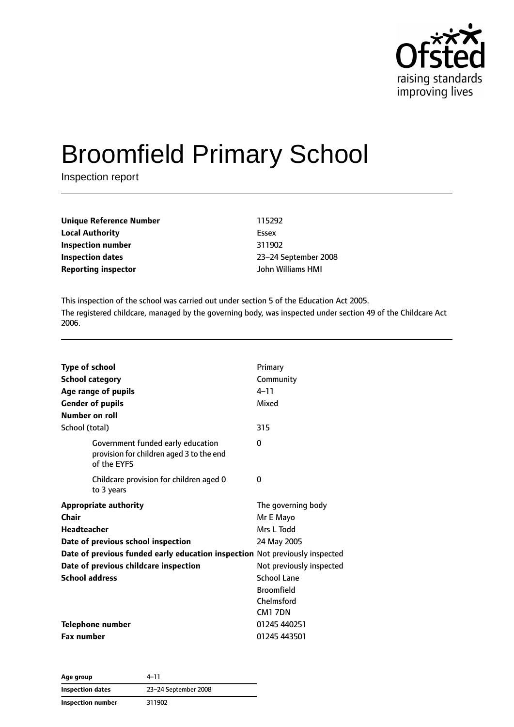# Broomfield Primary School

Inspection report

| | |
|---|---|
| **Unique Reference Number** | 115292 |
| **Local Authority** | Essex |
| **Inspection number** | 311902 |
| **Inspection dates** | 23–24 September 2008 |
| **Reporting inspector** | John Williams HMI |

This inspection of the school was carried out under section 5 of the Education Act 2005.

The registered childcare, managed by the governing body, was inspected under section 49 of the Childcare Act 2006.

| | |
|---|---|
| **Type of school** | Primary |
| **School category** | Community |
| **Age range of pupils** | 4–11 |
| **Gender of pupils** | Mixed |
| **Number on roll** | |
| School (total) | 315 |
| Government funded early education provision for children aged 3 to the end of the EYFS | 0 |
| Childcare provision for children aged 0 to 3 years | 0 |
| **Appropriate authority** | The governing body |
| **Chair** | Mr E Mayo |
| **Headteacher** | Mrs L Todd |
| **Date of previous school inspection** | 24 May 2005 |
| **Date of previous funded early education inspection** | Not previously inspected |
| **Date of previous childcare inspection** | Not previously inspected |
| **School address** | School Lane<br>Broomfield<br>Chelmsford<br>CM1 7DN |
| **Telephone number** | 01245 440251 |
| **Fax number** | 01245 443501 |

| | |
|---|---|
| **Age group** | 4–11 |
| **Inspection dates** | 23–24 September 2008 |
| **Inspection number** | 311902 |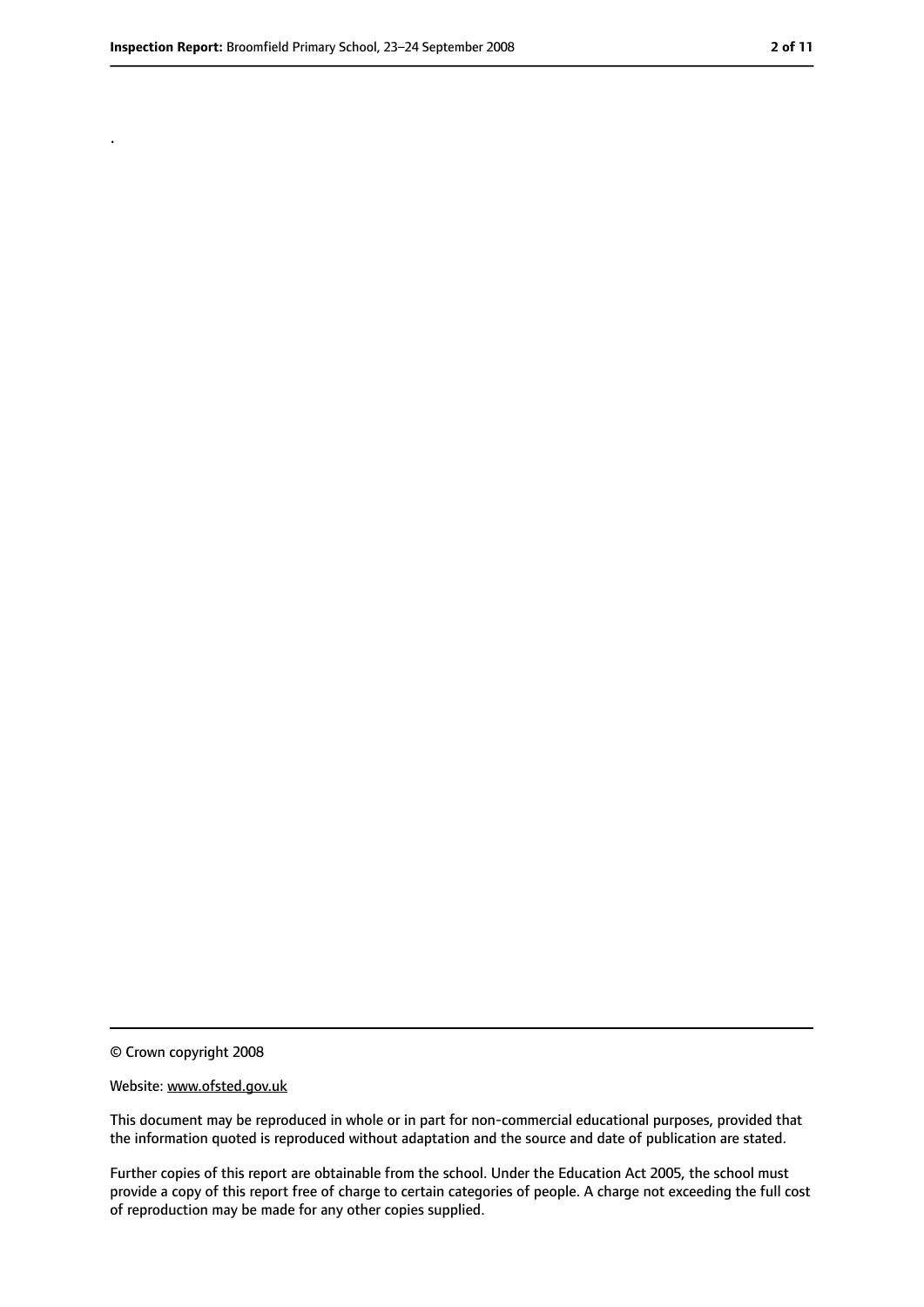© Crown copyright 2008

Website: www.ofsted.gov.uk

This document may be reproduced in whole or in part for non-commercial educational purposes, provided that the information quoted is reproduced without adaptation and the source and date of publication are stated.

Further copies of this report are obtainable from the school. Under the Education Act 2005, the school must provide a copy of this report free of charge to certain categories of people. A charge not exceeding the full cost of reproduction may be made for any other copies supplied.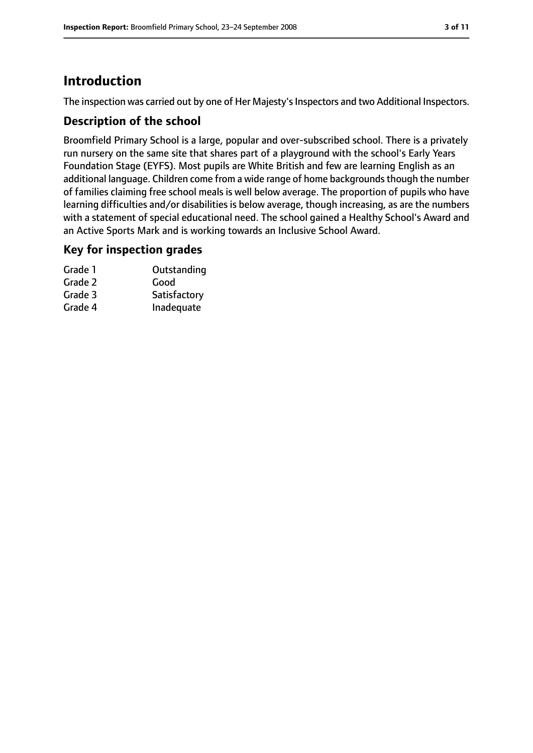# Introduction

The inspection was carried out by one of Her Majesty's Inspectors and two Additional Inspectors.

## Description of the school

Broomfield Primary School is a large, popular and over-subscribed school. There is a privately run nursery on the same site that shares part of a playground with the school's Early Years Foundation Stage (EYFS). Most pupils are White British and few are learning English as an additional language. Children come from a wide range of home backgrounds though the number of families claiming free school meals is well below average. The proportion of pupils who have learning difficulties and/or disabilities is below average, though increasing, as are the numbers with a statement of special educational need. The school gained a Healthy School's Award and an Active Sports Mark and is working towards an Inclusive School Award.

## Key for inspection grades

| | |
|---|---|
| Grade 1 | Outstanding |
| Grade 2 | Good |
| Grade 3 | Satisfactory |
| Grade 4 | Inadequate |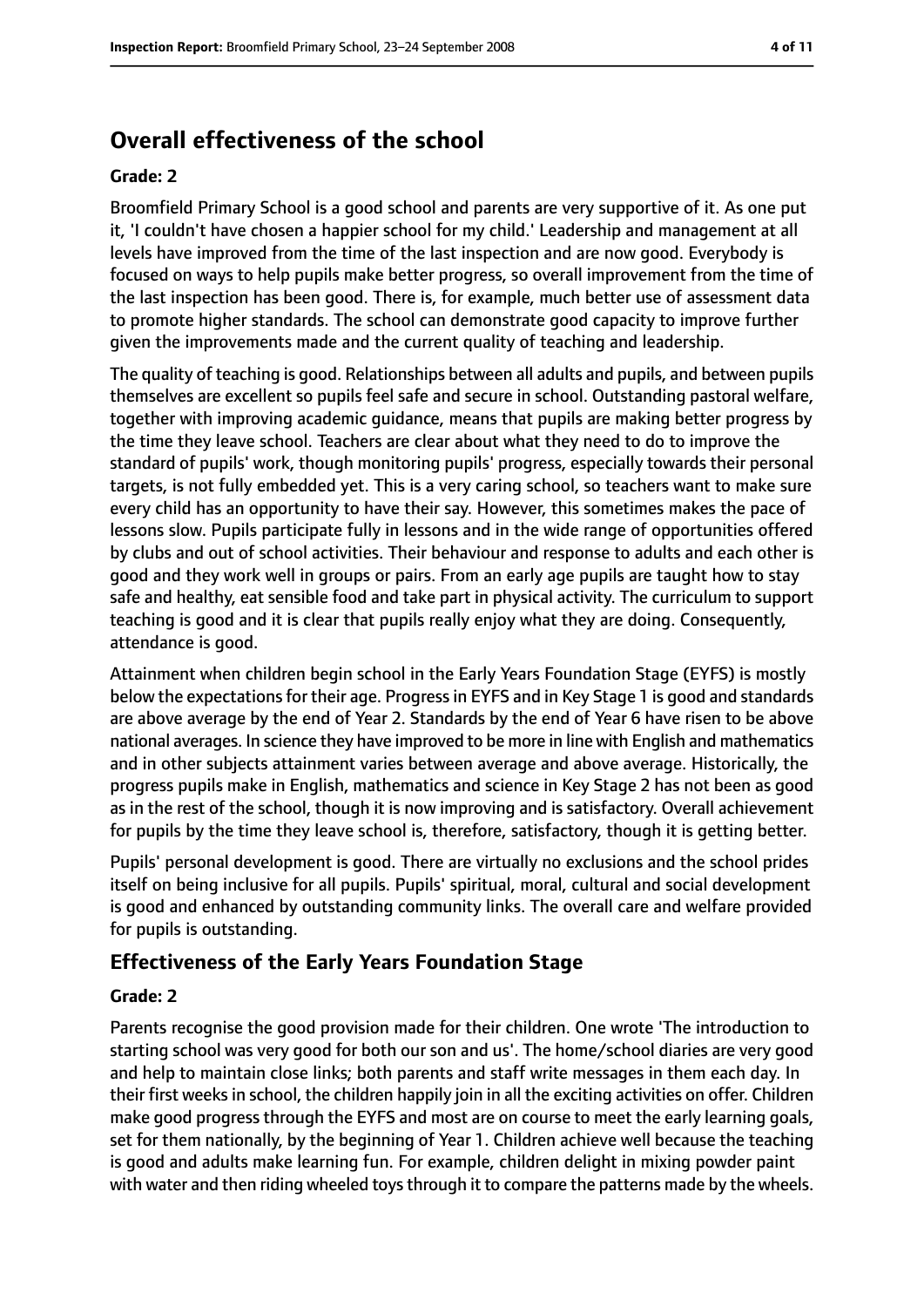## Overall effectiveness of the school

### Grade: 2

Broomfield Primary School is a good school and parents are very supportive of it. As one put it, 'I couldn't have chosen a happier school for my child.' Leadership and management at all levels have improved from the time of the last inspection and are now good. Everybody is focused on ways to help pupils make better progress, so overall improvement from the time of the last inspection has been good. There is, for example, much better use of assessment data to promote higher standards. The school can demonstrate good capacity to improve further given the improvements made and the current quality of teaching and leadership.

The quality of teaching is good. Relationships between all adults and pupils, and between pupils themselves are excellent so pupils feel safe and secure in school. Outstanding pastoral welfare, together with improving academic guidance, means that pupils are making better progress by the time they leave school. Teachers are clear about what they need to do to improve the standard of pupils' work, though monitoring pupils' progress, especially towards their personal targets, is not fully embedded yet. This is a very caring school, so teachers want to make sure every child has an opportunity to have their say. However, this sometimes makes the pace of lessons slow. Pupils participate fully in lessons and in the wide range of opportunities offered by clubs and out of school activities. Their behaviour and response to adults and each other is good and they work well in groups or pairs. From an early age pupils are taught how to stay safe and healthy, eat sensible food and take part in physical activity. The curriculum to support teaching is good and it is clear that pupils really enjoy what they are doing. Consequently, attendance is good.

Attainment when children begin school in the Early Years Foundation Stage (EYFS) is mostly below the expectations for their age. Progress in EYFS and in Key Stage 1 is good and standards are above average by the end of Year 2. Standards by the end of Year 6 have risen to be above national averages. In science they have improved to be more in line with English and mathematics and in other subjects attainment varies between average and above average. Historically, the progress pupils make in English, mathematics and science in Key Stage 2 has not been as good as in the rest of the school, though it is now improving and is satisfactory. Overall achievement for pupils by the time they leave school is, therefore, satisfactory, though it is getting better.

Pupils' personal development is good. There are virtually no exclusions and the school prides itself on being inclusive for all pupils. Pupils' spiritual, moral, cultural and social development is good and enhanced by outstanding community links. The overall care and welfare provided for pupils is outstanding.

## Effectiveness of the Early Years Foundation Stage

### Grade: 2

Parents recognise the good provision made for their children. One wrote 'The introduction to starting school was very good for both our son and us'. The home/school diaries are very good and help to maintain close links; both parents and staff write messages in them each day. In their first weeks in school, the children happily join in all the exciting activities on offer. Children make good progress through the EYFS and most are on course to meet the early learning goals, set for them nationally, by the beginning of Year 1. Children achieve well because the teaching is good and adults make learning fun. For example, children delight in mixing powder paint with water and then riding wheeled toys through it to compare the patterns made by the wheels.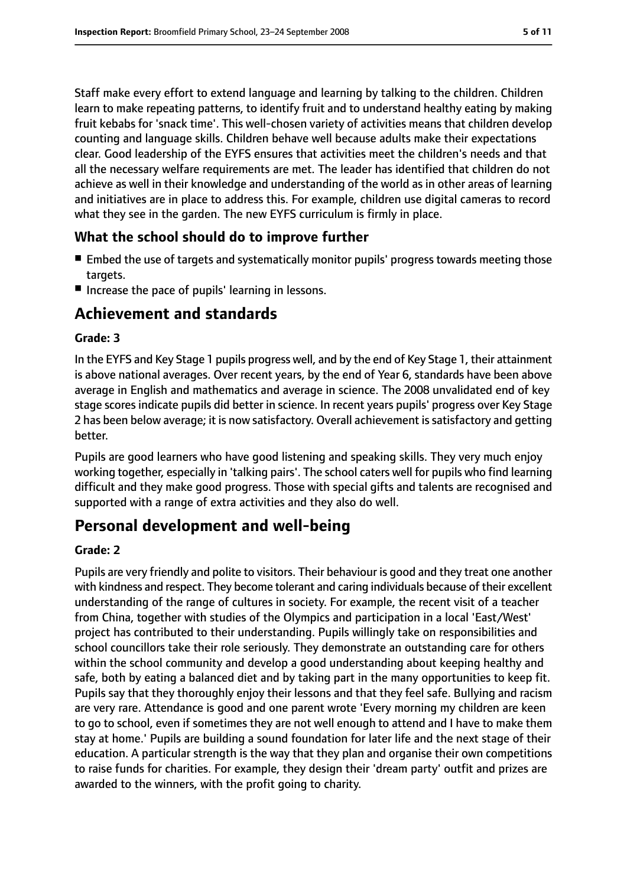Staff make every effort to extend language and learning by talking to the children. Children learn to make repeating patterns, to identify fruit and to understand healthy eating by making fruit kebabs for 'snack time'. This well-chosen variety of activities means that children develop counting and language skills. Children behave well because adults make their expectations clear. Good leadership of the EYFS ensures that activities meet the children's needs and that all the necessary welfare requirements are met. The leader has identified that children do not achieve as well in their knowledge and understanding of the world as in other areas of learning and initiatives are in place to address this. For example, children use digital cameras to record what they see in the garden. The new EYFS curriculum is firmly in place.

### What the school should do to improve further

- Embed the use of targets and systematically monitor pupils' progress towards meeting those targets.
- Increase the pace of pupils' learning in lessons.

## Achievement and standards

#### Grade: 3

In the EYFS and Key Stage 1 pupils progress well, and by the end of Key Stage 1, their attainment is above national averages. Over recent years, by the end of Year 6, standards have been above average in English and mathematics and average in science. The 2008 unvalidated end of key stage scores indicate pupils did better in science. In recent years pupils' progress over Key Stage 2 has been below average; it is now satisfactory. Overall achievement is satisfactory and getting better.

Pupils are good learners who have good listening and speaking skills. They very much enjoy working together, especially in 'talking pairs'. The school caters well for pupils who find learning difficult and they make good progress. Those with special gifts and talents are recognised and supported with a range of extra activities and they also do well.

## Personal development and well-being

#### Grade: 2

Pupils are very friendly and polite to visitors. Their behaviour is good and they treat one another with kindness and respect. They become tolerant and caring individuals because of their excellent understanding of the range of cultures in society. For example, the recent visit of a teacher from China, together with studies of the Olympics and participation in a local 'East/West' project has contributed to their understanding. Pupils willingly take on responsibilities and school councillors take their role seriously. They demonstrate an outstanding care for others within the school community and develop a good understanding about keeping healthy and safe, both by eating a balanced diet and by taking part in the many opportunities to keep fit. Pupils say that they thoroughly enjoy their lessons and that they feel safe. Bullying and racism are very rare. Attendance is good and one parent wrote 'Every morning my children are keen to go to school, even if sometimes they are not well enough to attend and I have to make them stay at home.' Pupils are building a sound foundation for later life and the next stage of their education. A particular strength is the way that they plan and organise their own competitions to raise funds for charities. For example, they design their 'dream party' outfit and prizes are awarded to the winners, with the profit going to charity.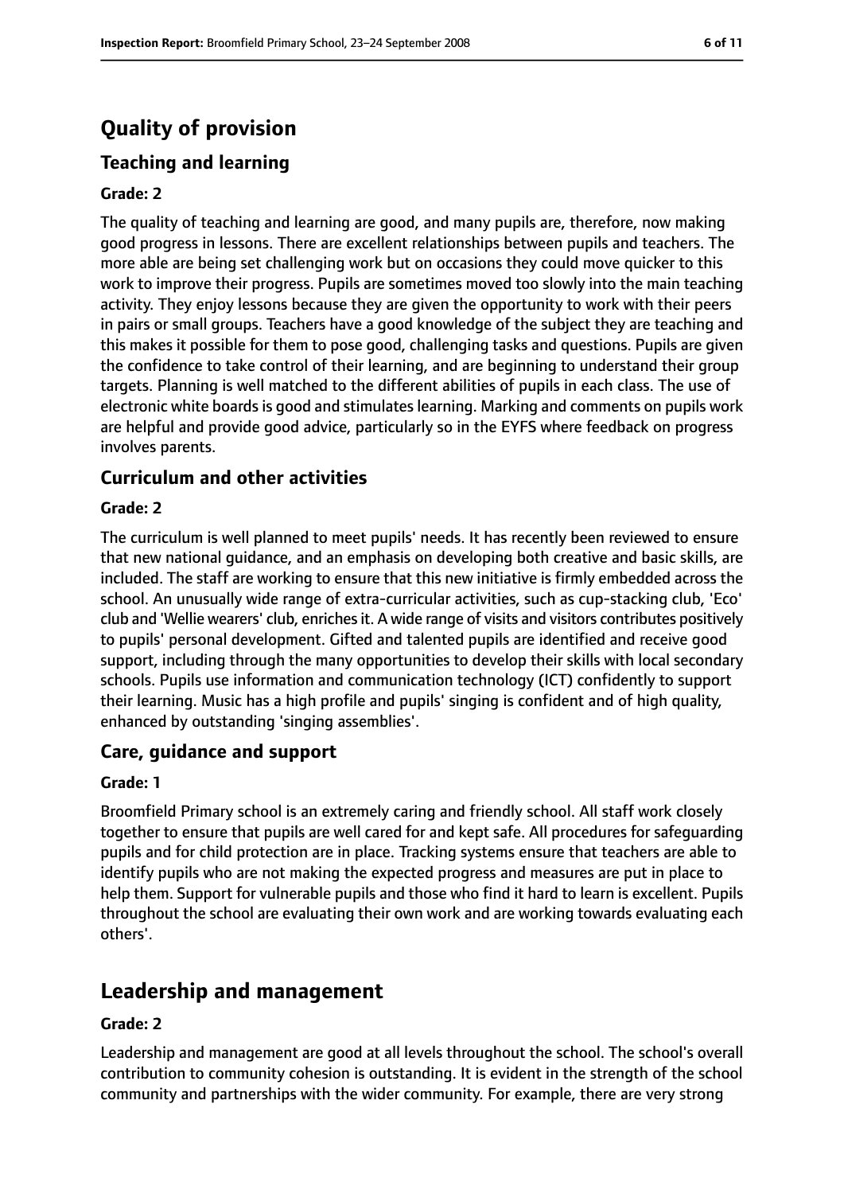# Quality of provision

## Teaching and learning

**Grade: 2**

The quality of teaching and learning are good, and many pupils are, therefore, now making good progress in lessons. There are excellent relationships between pupils and teachers. The more able are being set challenging work but on occasions they could move quicker to this work to improve their progress. Pupils are sometimes moved too slowly into the main teaching activity. They enjoy lessons because they are given the opportunity to work with their peers in pairs or small groups. Teachers have a good knowledge of the subject they are teaching and this makes it possible for them to pose good, challenging tasks and questions. Pupils are given the confidence to take control of their learning, and are beginning to understand their group targets. Planning is well matched to the different abilities of pupils in each class. The use of electronic white boards is good and stimulates learning. Marking and comments on pupils work are helpful and provide good advice, particularly so in the EYFS where feedback on progress involves parents.

## Curriculum and other activities

**Grade: 2**

The curriculum is well planned to meet pupils' needs. It has recently been reviewed to ensure that new national guidance, and an emphasis on developing both creative and basic skills, are included. The staff are working to ensure that this new initiative is firmly embedded across the school. An unusually wide range of extra-curricular activities, such as cup-stacking club, 'Eco' club and 'Wellie wearers' club, enriches it. A wide range of visits and visitors contributes positively to pupils' personal development. Gifted and talented pupils are identified and receive good support, including through the many opportunities to develop their skills with local secondary schools. Pupils use information and communication technology (ICT) confidently to support their learning. Music has a high profile and pupils' singing is confident and of high quality, enhanced by outstanding 'singing assemblies'.

## Care, guidance and support

**Grade: 1**

Broomfield Primary school is an extremely caring and friendly school. All staff work closely together to ensure that pupils are well cared for and kept safe. All procedures for safeguarding pupils and for child protection are in place. Tracking systems ensure that teachers are able to identify pupils who are not making the expected progress and measures are put in place to help them. Support for vulnerable pupils and those who find it hard to learn is excellent. Pupils throughout the school are evaluating their own work and are working towards evaluating each others'.

# Leadership and management

**Grade: 2**

Leadership and management are good at all levels throughout the school. The school's overall contribution to community cohesion is outstanding. It is evident in the strength of the school community and partnerships with the wider community. For example, there are very strong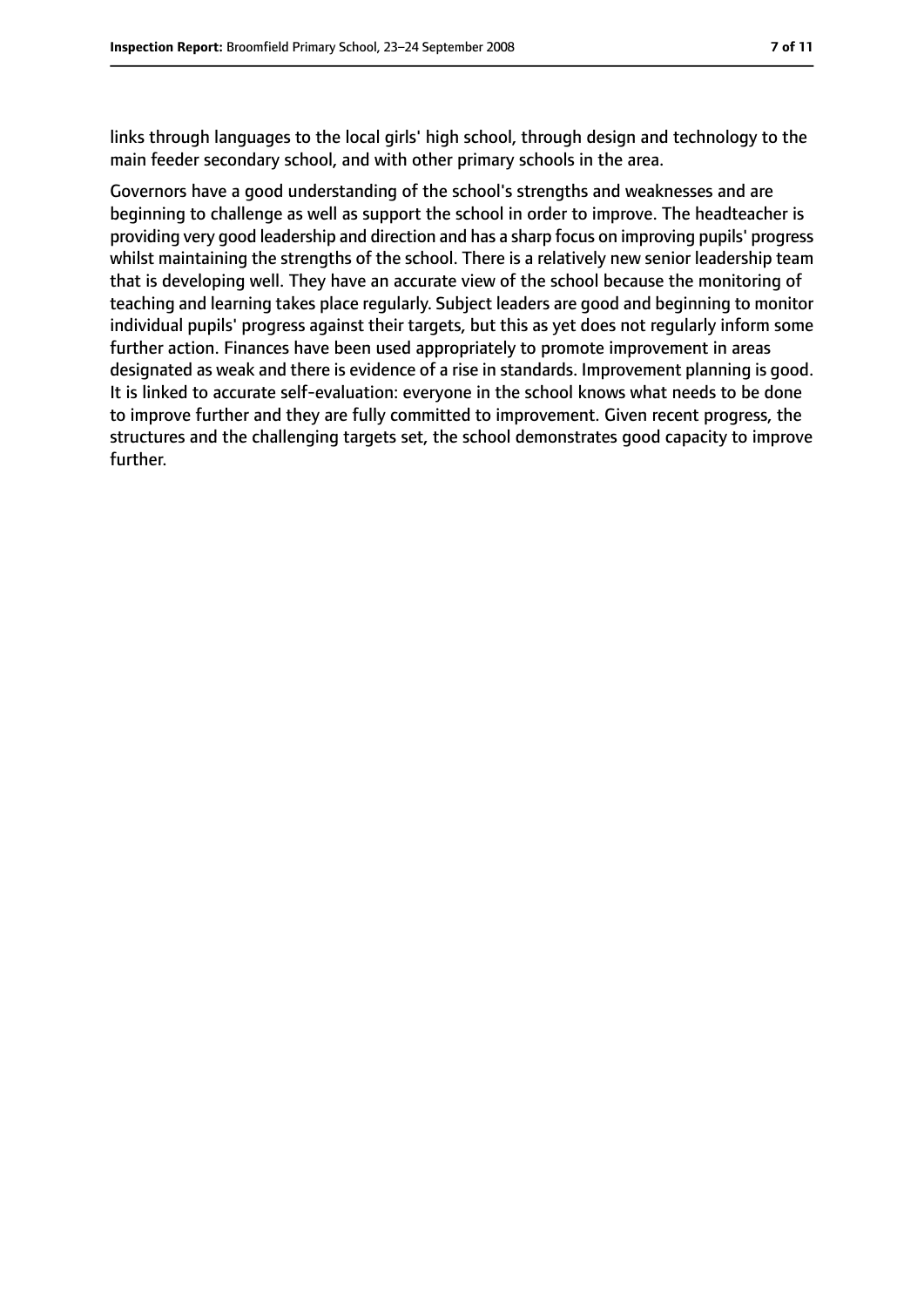links through languages to the local girls' high school, through design and technology to the main feeder secondary school, and with other primary schools in the area.

Governors have a good understanding of the school's strengths and weaknesses and are beginning to challenge as well as support the school in order to improve. The headteacher is providing very good leadership and direction and has a sharp focus on improving pupils' progress whilst maintaining the strengths of the school. There is a relatively new senior leadership team that is developing well. They have an accurate view of the school because the monitoring of teaching and learning takes place regularly. Subject leaders are good and beginning to monitor individual pupils' progress against their targets, but this as yet does not regularly inform some further action. Finances have been used appropriately to promote improvement in areas designated as weak and there is evidence of a rise in standards. Improvement planning is good. It is linked to accurate self-evaluation: everyone in the school knows what needs to be done to improve further and they are fully committed to improvement. Given recent progress, the structures and the challenging targets set, the school demonstrates good capacity to improve further.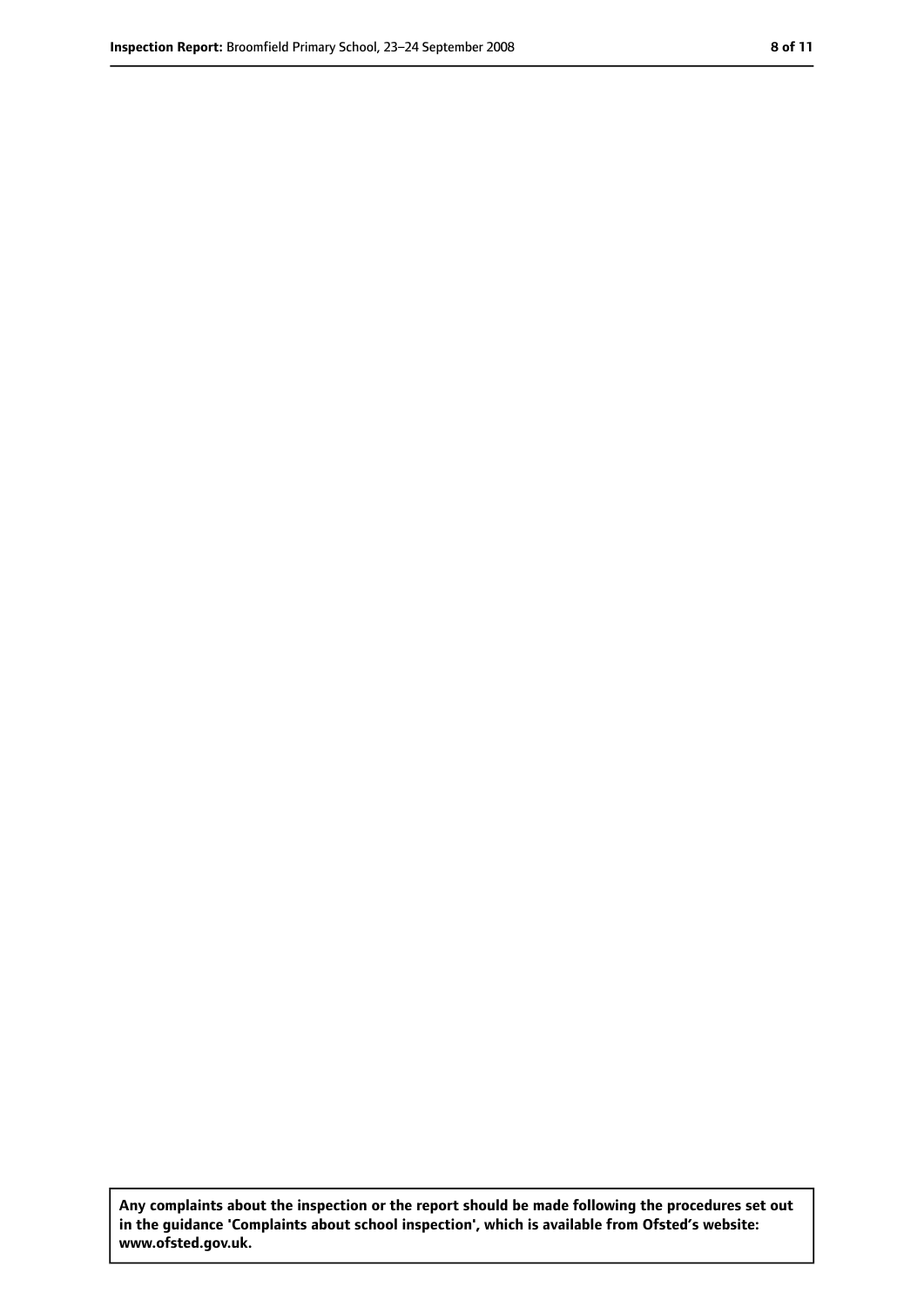**Any complaints about the inspection or the report should be made following the procedures set out in the guidance 'Complaints about school inspection', which is available from Ofsted's website: www.ofsted.gov.uk.**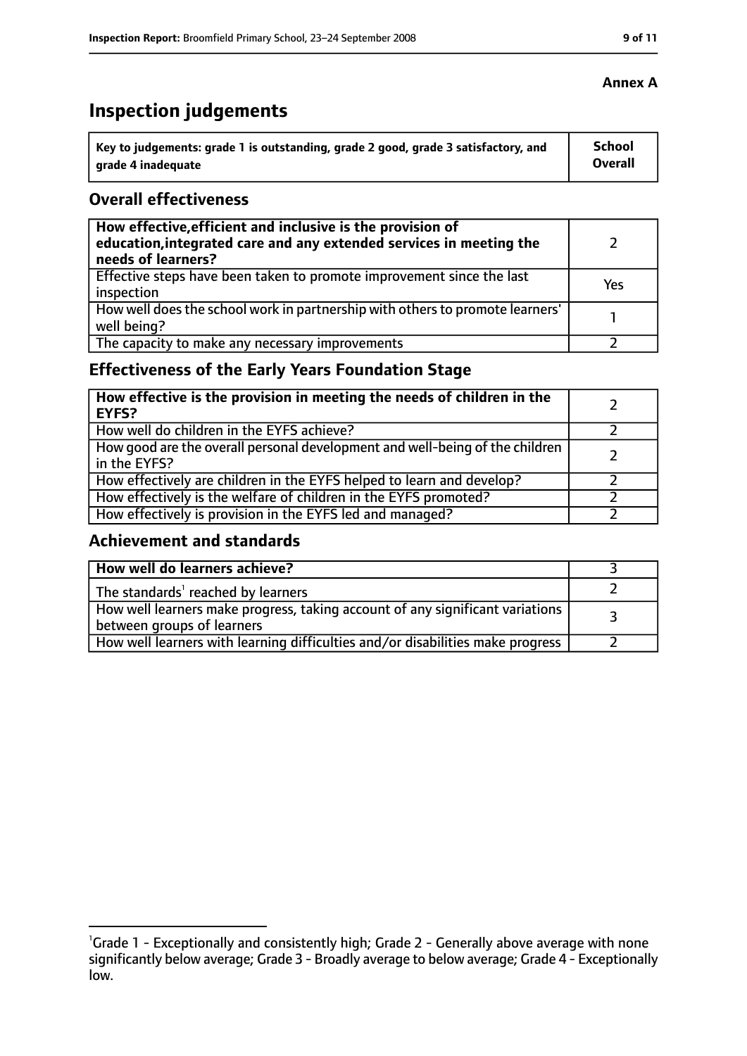**Annex A**

# Inspection judgements

| Key to judgements: grade 1 is outstanding, grade 2 good, grade 3 satisfactory, and grade 4 inadequate | School Overall |
|---|---|

## Overall effectiveness

| | |
|---|---|
| **How effective, efficient and inclusive is the provision of education, integrated care and any extended services in meeting the needs of learners?** | 2 |
| Effective steps have been taken to promote improvement since the last inspection | Yes |
| How well does the school work in partnership with others to promote learners' well being? | 1 |
| The capacity to make any necessary improvements | 2 |

## Effectiveness of the Early Years Foundation Stage

| | |
|---|---|
| **How effective is the provision in meeting the needs of children in the EYFS?** | 2 |
| How well do children in the EYFS achieve? | 2 |
| How good are the overall personal development and well-being of the children in the EYFS? | 2 |
| How effectively are children in the EYFS helped to learn and develop? | 2 |
| How effectively is the welfare of children in the EYFS promoted? | 2 |
| How effectively is provision in the EYFS led and managed? | 2 |

## Achievement and standards

| | |
|---|---|
| **How well do learners achieve?** | 3 |
| The standards[1] reached by learners | 2 |
| How well learners make progress, taking account of any significant variations between groups of learners | 3 |
| How well learners with learning difficulties and/or disabilities make progress | 2 |

[1]Grade 1 - Exceptionally and consistently high; Grade 2 - Generally above average with none significantly below average; Grade 3 - Broadly average to below average; Grade 4 - Exceptionally low.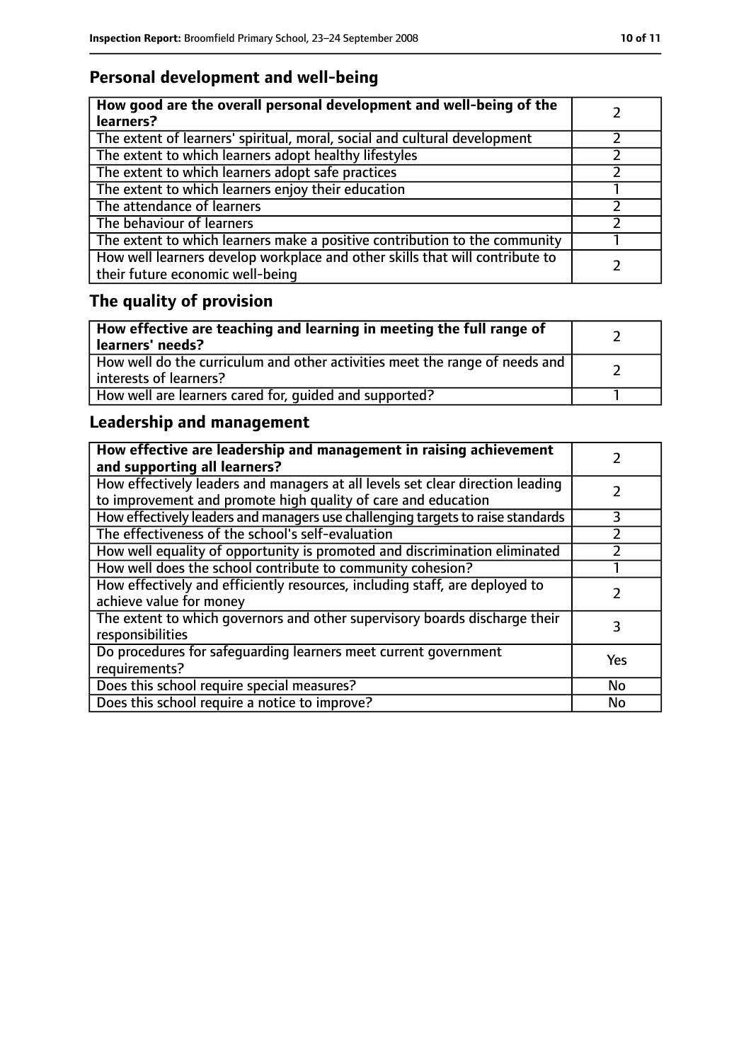## Personal development and well-being

| How good are the overall personal development and well-being of the learners? | 2 |
|---|---|
| The extent of learners' spiritual, moral, social and cultural development | 2 |
| The extent to which learners adopt healthy lifestyles | 2 |
| The extent to which learners adopt safe practices | 2 |
| The extent to which learners enjoy their education | 1 |
| The attendance of learners | 2 |
| The behaviour of learners | 2 |
| The extent to which learners make a positive contribution to the community | 1 |
| How well learners develop workplace and other skills that will contribute to their future economic well-being | 2 |

## The quality of provision

| How effective are teaching and learning in meeting the full range of learners' needs? | 2 |
|---|---|
| How well do the curriculum and other activities meet the range of needs and interests of learners? | 2 |
| How well are learners cared for, guided and supported? | 1 |

## Leadership and management

| How effective are leadership and management in raising achievement and supporting all learners? | 2 |
|---|---|
| How effectively leaders and managers at all levels set clear direction leading to improvement and promote high quality of care and education | 2 |
| How effectively leaders and managers use challenging targets to raise standards | 3 |
| The effectiveness of the school's self-evaluation | 2 |
| How well equality of opportunity is promoted and discrimination eliminated | 2 |
| How well does the school contribute to community cohesion? | 1 |
| How effectively and efficiently resources, including staff, are deployed to achieve value for money | 2 |
| The extent to which governors and other supervisory boards discharge their responsibilities | 3 |
| Do procedures for safeguarding learners meet current government requirements? | Yes |
| Does this school require special measures? | No |
| Does this school require a notice to improve? | No |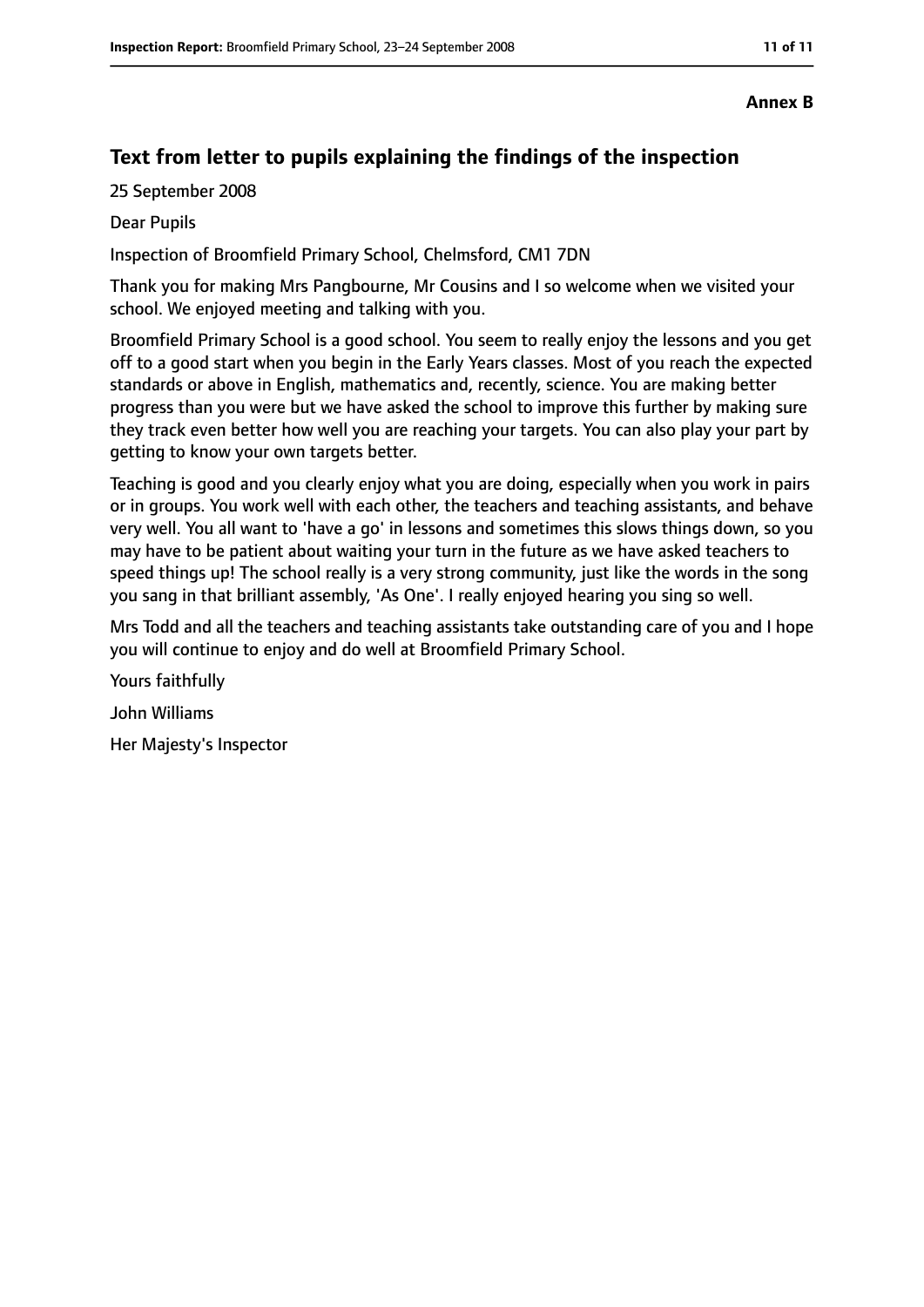**Annex B**

## Text from letter to pupils explaining the findings of the inspection

25 September 2008

Dear Pupils

Inspection of Broomfield Primary School, Chelmsford, CM1 7DN

Thank you for making Mrs Pangbourne, Mr Cousins and I so welcome when we visited your school. We enjoyed meeting and talking with you.

Broomfield Primary School is a good school. You seem to really enjoy the lessons and you get off to a good start when you begin in the Early Years classes. Most of you reach the expected standards or above in English, mathematics and, recently, science. You are making better progress than you were but we have asked the school to improve this further by making sure they track even better how well you are reaching your targets. You can also play your part by getting to know your own targets better.

Teaching is good and you clearly enjoy what you are doing, especially when you work in pairs or in groups. You work well with each other, the teachers and teaching assistants, and behave very well. You all want to 'have a go' in lessons and sometimes this slows things down, so you may have to be patient about waiting your turn in the future as we have asked teachers to speed things up! The school really is a very strong community, just like the words in the song you sang in that brilliant assembly, 'As One'. I really enjoyed hearing you sing so well.

Mrs Todd and all the teachers and teaching assistants take outstanding care of you and I hope you will continue to enjoy and do well at Broomfield Primary School.

Yours faithfully

John Williams

Her Majesty's Inspector